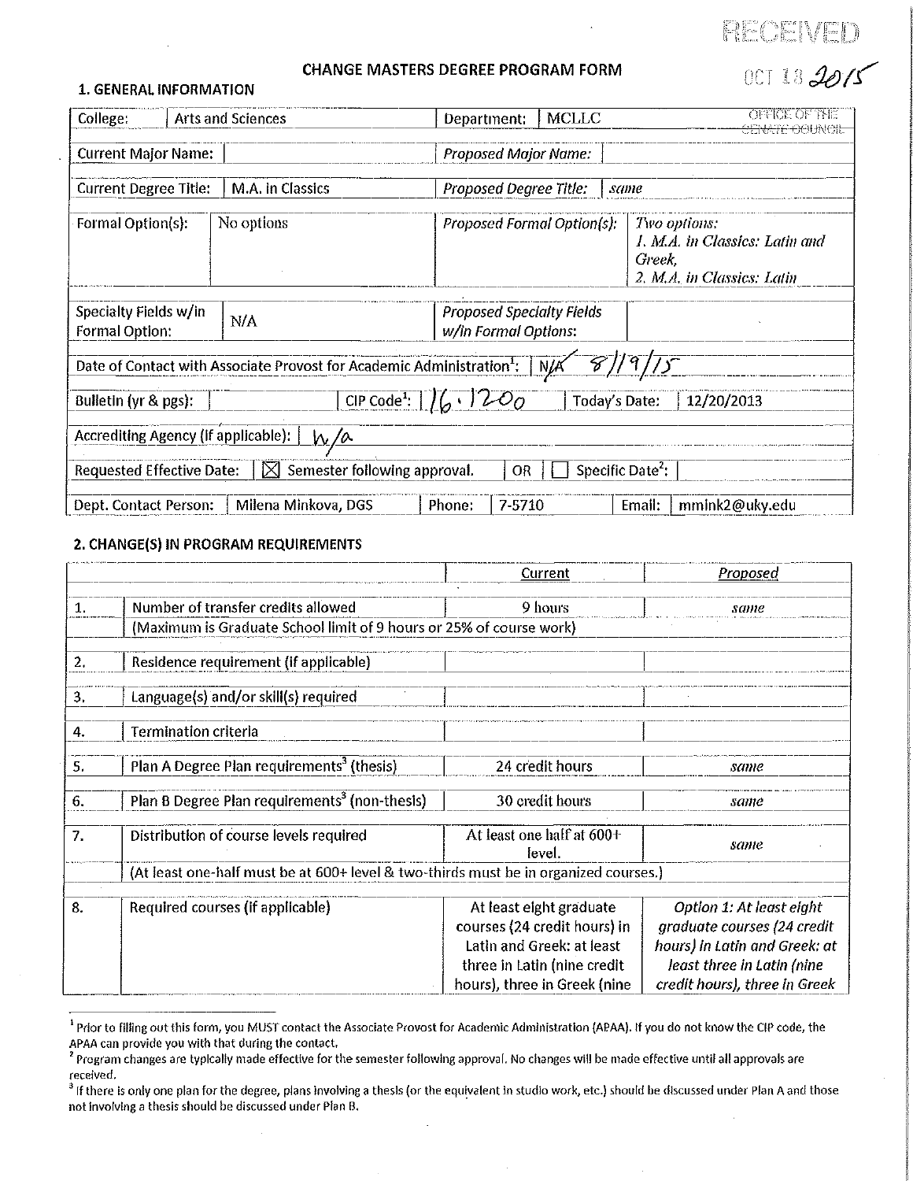RECEIVED

OCT 13 2015

OFFICE OF THE SENATE COUNCIL

# CHANGE MASTERS DEGREE PROGRAM FORM

## 1. GENERAL INFORMATION

| | | | |
|---|---|---|---|
| College: | Arts and Sciences | Department: | MCLLC |
| Current Major Name: | | *Proposed Major Name:* | |
| Current Degree Title: | M.A. in Classics | *Proposed Degree Title:* | *same* |
| Formal Option(s): | No options | *Proposed Formal Option(s):* | *Two options: 1. M.A. in Classics: Latin and Greek, 2. M.A. in Classics: Latin* |
| Specialty Fields w/in Formal Option: | N/A | *Proposed Specialty Fields w/in Formal Options:* | |

Date of Contact with Associate Provost for Academic Administration[1]: N/A 8/19/15

Bulletin (yr & pgs): | CIP Code[1]: 16.1200 | Today's Date: 12/20/2013

Accrediting Agency (if applicable): n/a

Requested Effective Date: ☒ Semester following approval. OR ☐ Specific Date[2]:

Dept. Contact Person: Milena Minkova, DGS | Phone: 7-5710 | Email: mmink2@uky.edu

## 2. CHANGE(S) IN PROGRAM REQUIREMENTS

| | | Current | *Proposed* |
|---|---|---|---|
| 1. | Number of transfer credits allowed | 9 hours | *same* |
| | (Maximum is Graduate School limit of 9 hours or 25% of course work) | | |
| 2. | Residence requirement (if applicable) | | |
| 3. | Language(s) and/or skill(s) required | | |
| 4. | Termination criteria | | |
| 5. | Plan A Degree Plan requirements[3] (thesis) | 24 credit hours | *same* |
| 6. | Plan B Degree Plan requirements[3] (non-thesis) | 30 credit hours | *same* |
| 7. | Distribution of course levels required | At least one half at 600+ level. | *same* |
| | (At least one-half must be at 600+ level & two-thirds must be in organized courses.) | | |
| 8. | Required courses (if applicable) | At least eight graduate courses (24 credit hours) in Latin and Greek: at least three in Latin (nine credit hours), three in Greek (nine | *Option 1: At least eight graduate courses (24 credit hours) in Latin and Greek: at least three in Latin (nine credit hours), three in Greek* |

[1] Prior to filling out this form, you MUST contact the Associate Provost for Academic Administration (APAA). If you do not know the CIP code, the APAA can provide you with that during the contact.

[2] Program changes are typically made effective for the semester following approval. No changes will be made effective until all approvals are received.

[3] If there is only one plan for the degree, plans involving a thesis (or the equivalent in studio work, etc.) should be discussed under Plan A and those not involving a thesis should be discussed under Plan B.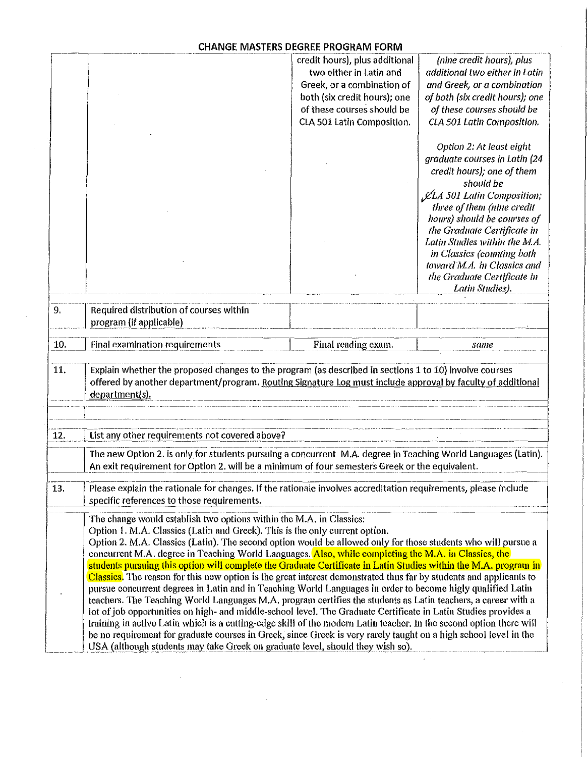## CHANGE MASTERS DEGREE PROGRAM FORM

| | | | |
|---|---|---|---|
| | | credit hours), plus additional two either in Latin and Greek, or a combination of both (six credit hours); one of these courses should be CLA 501 Latin Composition. | *(nine credit hours), plus additional two either in Latin and Greek, or a combination of both (six credit hours); one of these courses should be CLA 501 Latin Composition.*<br><br>*Option 2: At least eight graduate courses in Latin (24 credit hours); one of them should be CLA 501 Latin Composition; three of them (nine credit hours) should be courses of the Graduate Certificate in Latin Studies within the M.A. in Classics (counting both toward M.A. in Classics and the Graduate Certificate in Latin Studies).* |
| 9. | Required distribution of courses within program (if applicable) | | |
| 10. | Final examination requirements | Final reading exam. | *same* |
| 11. | Explain whether the proposed changes to the program (as described in sections 1 to 10) involve courses offered by another department/program. Routing Signature Log must include approval by faculty of additional department(s). | | |
| | | | |
| 12. | List any other requirements not covered above? | | |
| | The new Option 2. is only for students pursuing a concurrent M.A. degree in Teaching World Languages (Latin). An exit requirement for Option 2. will be a minimum of four semesters Greek or the equivalent. | | |
| 13. | Please explain the rationale for changes. If the rationale involves accreditation requirements, please include specific references to those requirements. | | |
| | The change would establish two options within the M.A. in Classics:<br>Option 1. M.A. Classics (Latin and Greek). This is the only current option.<br>Option 2. M.A. Classics (Latin). The second option would be allowed only for those students who will pursue a concurrent M.A. degree in Teaching World Languages. Also, while completing the M.A. in Classics, the students pursuing this option will complete the Graduate Certificate in Latin Studies within the M.A. program in Classics. The reason for this new option is the great interest demonstrated thus far by students and applicants to pursue concurrent degrees in Latin and in Teaching World Languages in order to become higly qualified Latin teachers. The Teaching World Languages M.A. program certifies the students as Latin teachers, a career with a lot of job opportunities on high- and middle-school level. The Graduate Certificate in Latin Studies provides a training in active Latin which is a cutting-edge skill of the modern Latin teacher. In the second option there will be no requirement for graduate courses in Greek, since Greek is very rarely taught on a high school level in the USA (although students may take Greek on graduate level, should they wish so). | | |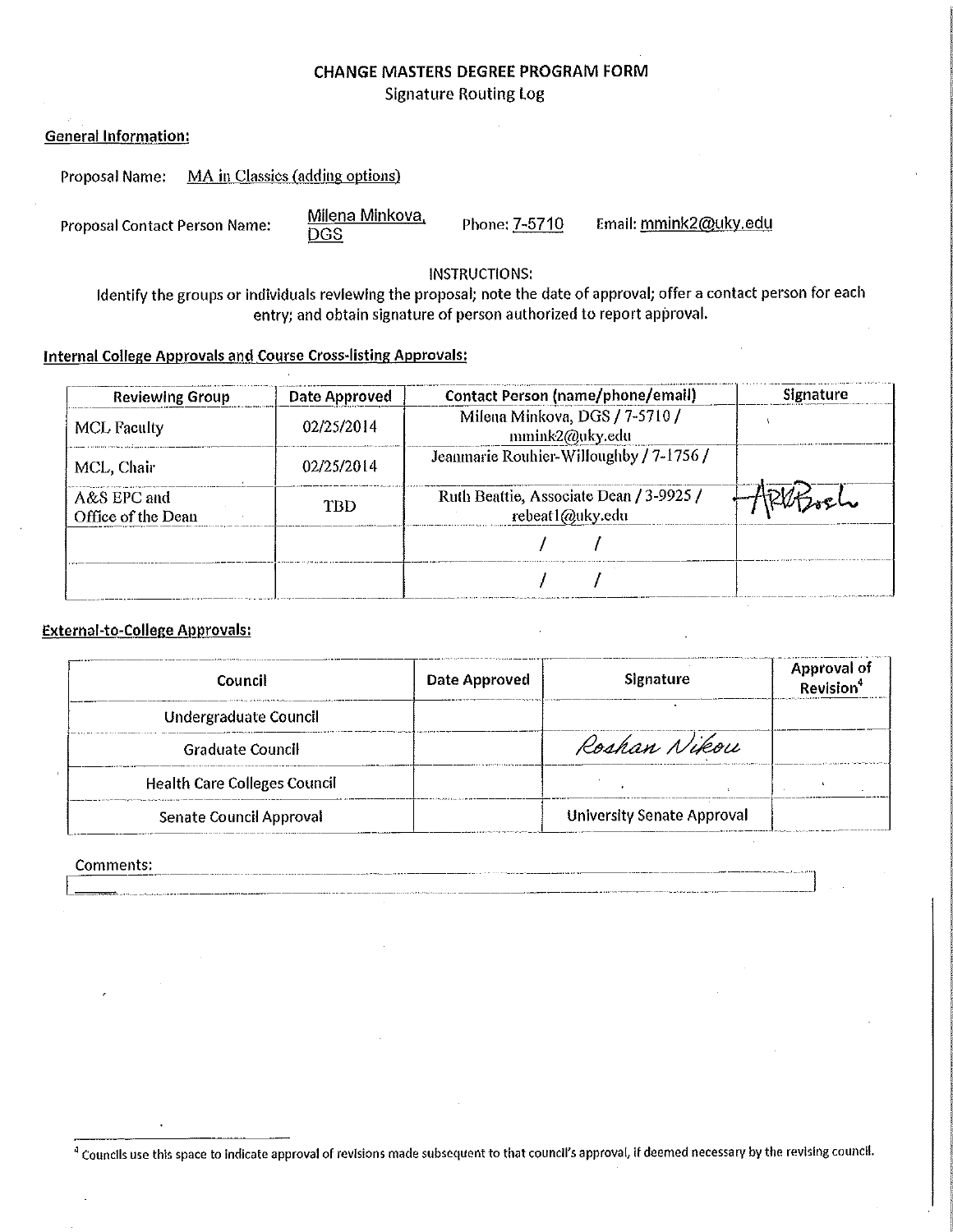# CHANGE MASTERS DEGREE PROGRAM FORM

Signature Routing Log

**General Information:**

Proposal Name: MA in Classics (adding options)

Proposal Contact Person Name: Milena Minkova, DGS    Phone: 7-5710    Email: mmink2@uky.edu

INSTRUCTIONS:

Identify the groups or individuals reviewing the proposal; note the date of approval; offer a contact person for each entry; and obtain signature of person authorized to report approval.

**Internal College Approvals and Course Cross-listing Approvals:**

| Reviewing Group | Date Approved | Contact Person (name/phone/email) | Signature |
|---|---|---|---|
| MCL Faculty | 02/25/2014 | Milena Minkova, DGS / 7-5710 / mmink2@uky.edu | |
| MCL, Chair | 02/25/2014 | Jeanmarie Rouhier-Willoughby / 7-1756 / | |
| A&S EPC and Office of the Dean | TBD | Ruth Beattie, Associate Dean / 3-9925 / rebeat1@uky.edu | ARVBosch |
| | | / / | |
| | | / / | |

**External-to-College Approvals:**

| Council | Date Approved | Signature | Approval of Revision[4] |
|---|---|---|---|
| Undergraduate Council | | | |
| Graduate Council | | Roshan Nikou | |
| Health Care Colleges Council | | | |
| Senate Council Approval | | University Senate Approval | |

Comments:

[4] Councils use this space to indicate approval of revisions made subsequent to that council's approval, if deemed necessary by the revising council.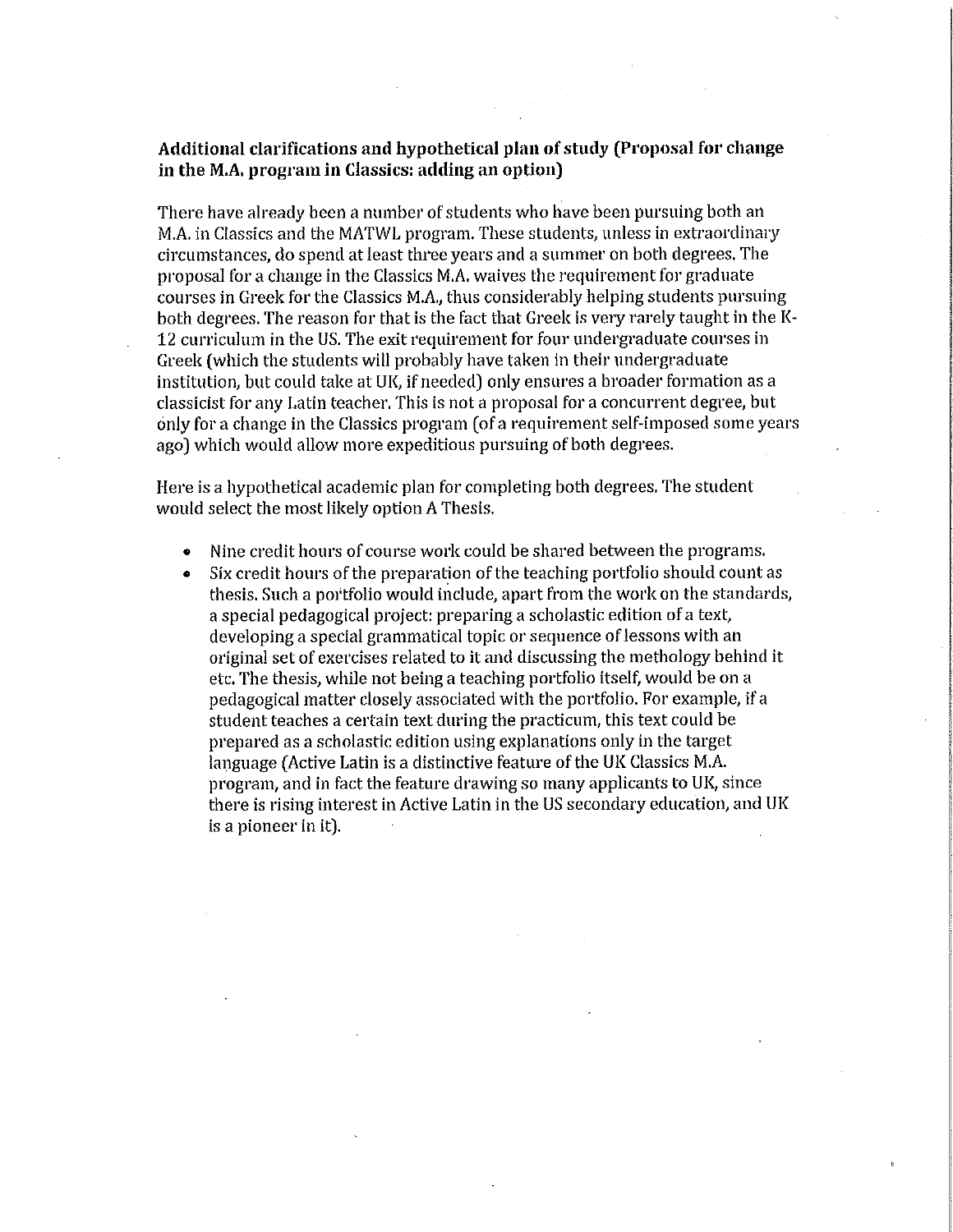**Additional clarifications and hypothetical plan of study (Proposal for change in the M.A. program in Classics: adding an option)**

There have already been a number of students who have been pursuing both an M.A. in Classics and the MATWL program. These students, unless in extraordinary circumstances, do spend at least three years and a summer on both degrees. The proposal for a change in the Classics M.A. waives the requirement for graduate courses in Greek for the Classics M.A., thus considerably helping students pursuing both degrees. The reason for that is the fact that Greek is very rarely taught in the K-12 curriculum in the US. The exit requirement for four undergraduate courses in Greek (which the students will probably have taken in their undergraduate institution, but could take at UK, if needed) only ensures a broader formation as a classicist for any Latin teacher. This is not a proposal for a concurrent degree, but only for a change in the Classics program (of a requirement self-imposed some years ago) which would allow more expeditious pursuing of both degrees.

Here is a hypothetical academic plan for completing both degrees. The student would select the most likely option A Thesis.

- Nine credit hours of course work could be shared between the programs.
- Six credit hours of the preparation of the teaching portfolio should count as thesis. Such a portfolio would include, apart from the work on the standards, a special pedagogical project: preparing a scholastic edition of a text, developing a special grammatical topic or sequence of lessons with an original set of exercises related to it and discussing the methology behind it etc. The thesis, while not being a teaching portfolio itself, would be on a pedagogical matter closely associated with the portfolio. For example, if a student teaches a certain text during the practicum, this text could be prepared as a scholastic edition using explanations only in the target language (Active Latin is a distinctive feature of the UK Classics M.A. program, and in fact the feature drawing so many applicants to UK, since there is rising interest in Active Latin in the US secondary education, and UK is a pioneer in it).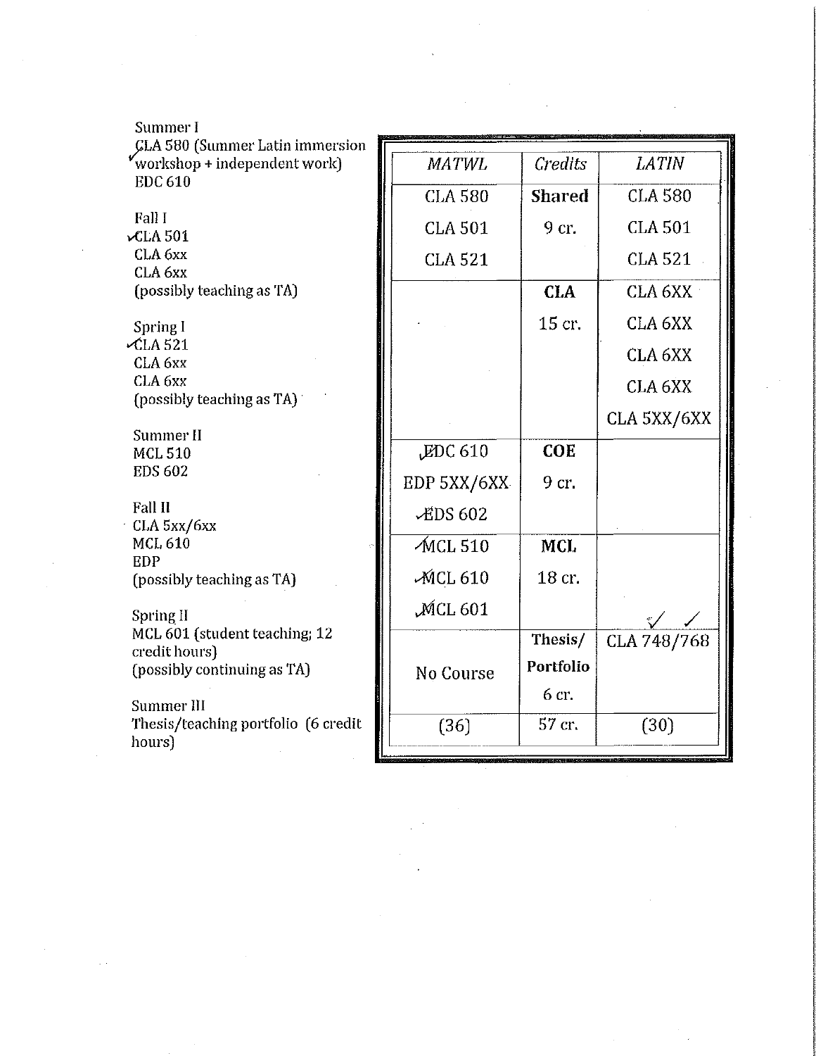Summer I
CLA 580 (Summer Latin immersion workshop + independent work)
EDC 610

Fall I
CLA 501
CLA 6xx
CLA 6xx
(possibly teaching as TA)

Spring I
CLA 521
CLA 6xx
CLA 6xx
(possibly teaching as TA)

Summer II
MCL 510
EDS 602

Fall II
CLA 5xx/6xx
MCL 610
EDP
(possibly teaching as TA)

Spring II
MCL 601 (student teaching; 12 credit hours)
(possibly continuing as TA)

Summer III
Thesis/teaching portfolio (6 credit hours)

| *MATWL* | *Credits* | *LATIN* |
|---|---|---|
| CLA 580 | **Shared** | CLA 580 |
| CLA 501 | 9 cr. | CLA 501 |
| CLA 521 | | CLA 521 |
| | **CLA** | CLA 6XX |
| | 15 cr. | CLA 6XX |
| | | CLA 6XX |
| | | CLA 6XX |
| | | CLA 5XX/6XX |
| EDC 610 | **COE** | |
| EDP 5XX/6XX | 9 cr. | |
| EDS 602 | | |
| MCL 510 | **MCL** | |
| MCL 610 | 18 cr. | |
| MCL 601 | | |
| No Course | **Thesis/ Portfolio** 6 cr. | CLA 748/768 |
| (36) | 57 cr. | (30) |